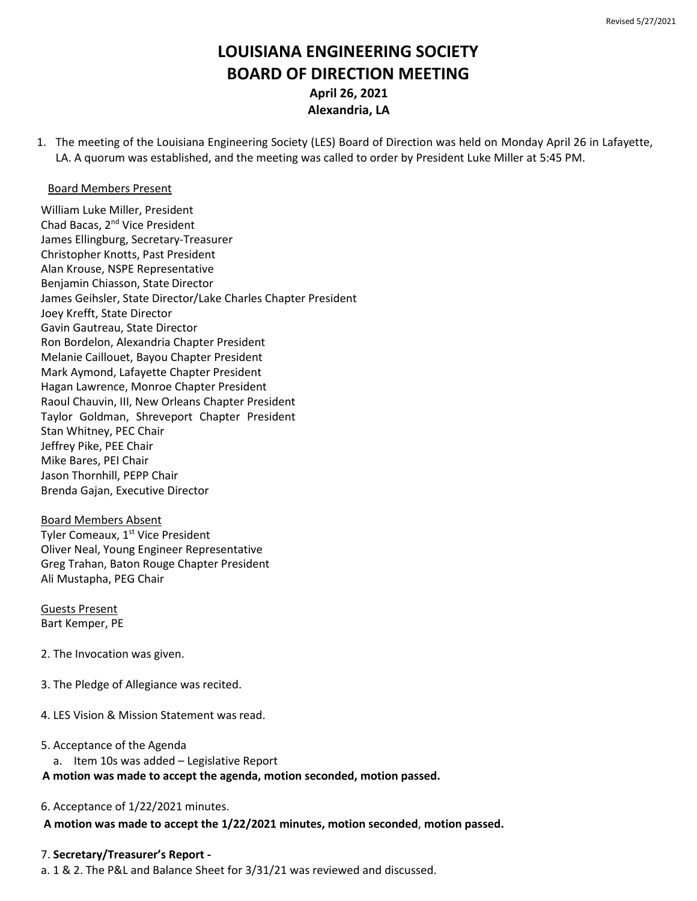Revised 5/27/2021

# LOUISIANA ENGINEERING SOCIETY
# BOARD OF DIRECTION MEETING
### April 26, 2021
### Alexandria, LA

1. The meeting of the Louisiana Engineering Society (LES) Board of Direction was held on Monday April 26 in Lafayette, LA. A quorum was established, and the meeting was called to order by President Luke Miller at 5:45 PM.

Board Members Present

William Luke Miller, President
Chad Bacas, 2nd Vice President
James Ellingburg, Secretary-Treasurer
Christopher Knotts, Past President
Alan Krouse, NSPE Representative
Benjamin Chiasson, State Director
James Geihsler, State Director/Lake Charles Chapter President
Joey Krefft, State Director
Gavin Gautreau, State Director
Ron Bordelon, Alexandria Chapter President
Melanie Caillouet, Bayou Chapter President
Mark Aymond, Lafayette Chapter President
Hagan Lawrence, Monroe Chapter President
Raoul Chauvin, III, New Orleans Chapter President
Taylor Goldman, Shreveport Chapter President
Stan Whitney, PEC Chair
Jeffrey Pike, PEE Chair
Mike Bares, PEI Chair
Jason Thornhill, PEPP Chair
Brenda Gajan, Executive Director

Board Members Absent
Tyler Comeaux, 1st Vice President
Oliver Neal, Young Engineer Representative
Greg Trahan, Baton Rouge Chapter President
Ali Mustapha, PEG Chair

Guests Present
Bart Kemper, PE

2. The Invocation was given.

3. The Pledge of Allegiance was recited.

4. LES Vision & Mission Statement was read.

5. Acceptance of the Agenda
   a. Item 10s was added – Legislative Report

**A motion was made to accept the agenda, motion seconded, motion passed.**

6. Acceptance of 1/22/2021 minutes.

**A motion was made to accept the 1/22/2021 minutes, motion seconded, motion passed.**

7. **Secretary/Treasurer's Report -**

a. 1 & 2. The P&L and Balance Sheet for 3/31/21 was reviewed and discussed.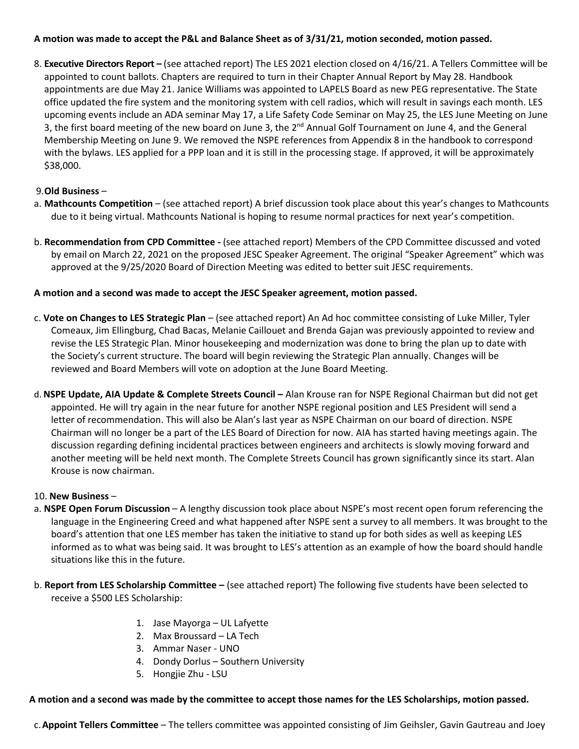**A motion was made to accept the P&L and Balance Sheet as of 3/31/21, motion seconded, motion passed.**

8. **Executive Directors Report –** (see attached report) The LES 2021 election closed on 4/16/21. A Tellers Committee will be appointed to count ballots. Chapters are required to turn in their Chapter Annual Report by May 28. Handbook appointments are due May 21. Janice Williams was appointed to LAPELS Board as new PEG representative. The State office updated the fire system and the monitoring system with cell radios, which will result in savings each month. LES upcoming events include an ADA seminar May 17, a Life Safety Code Seminar on May 25, the LES June Meeting on June 3, the first board meeting of the new board on June 3, the 2nd Annual Golf Tournament on June 4, and the General Membership Meeting on June 9. We removed the NSPE references from Appendix 8 in the handbook to correspond with the bylaws. LES applied for a PPP loan and it is still in the processing stage. If approved, it will be approximately $38,000.

9. **Old Business** –

a. **Mathcounts Competition** – (see attached report) A brief discussion took place about this year's changes to Mathcounts due to it being virtual. Mathcounts National is hoping to resume normal practices for next year's competition.

b. **Recommendation from CPD Committee -** (see attached report) Members of the CPD Committee discussed and voted by email on March 22, 2021 on the proposed JESC Speaker Agreement. The original "Speaker Agreement" which was approved at the 9/25/2020 Board of Direction Meeting was edited to better suit JESC requirements.

**A motion and a second was made to accept the JESC Speaker agreement, motion passed.**

c. **Vote on Changes to LES Strategic Plan** – (see attached report) An Ad hoc committee consisting of Luke Miller, Tyler Comeaux, Jim Ellingburg, Chad Bacas, Melanie Caillouet and Brenda Gajan was previously appointed to review and revise the LES Strategic Plan. Minor housekeeping and modernization was done to bring the plan up to date with the Society's current structure. The board will begin reviewing the Strategic Plan annually. Changes will be reviewed and Board Members will vote on adoption at the June Board Meeting.

d. **NSPE Update, AIA Update & Complete Streets Council –** Alan Krouse ran for NSPE Regional Chairman but did not get appointed. He will try again in the near future for another NSPE regional position and LES President will send a letter of recommendation. This will also be Alan's last year as NSPE Chairman on our board of direction. NSPE Chairman will no longer be a part of the LES Board of Direction for now. AIA has started having meetings again. The discussion regarding defining incidental practices between engineers and architects is slowly moving forward and another meeting will be held next month. The Complete Streets Council has grown significantly since its start. Alan Krouse is now chairman.

10. **New Business** –

a. **NSPE Open Forum Discussion** – A lengthy discussion took place about NSPE's most recent open forum referencing the language in the Engineering Creed and what happened after NSPE sent a survey to all members. It was brought to the board's attention that one LES member has taken the initiative to stand up for both sides as well as keeping LES informed as to what was being said. It was brought to LES's attention as an example of how the board should handle situations like this in the future.

b. **Report from LES Scholarship Committee –** (see attached report) The following five students have been selected to receive a $500 LES Scholarship:

1. Jase Mayorga – UL Lafayette
2. Max Broussard – LA Tech
3. Ammar Naser - UNO
4. Dondy Dorlus – Southern University
5. Hongjie Zhu - LSU

**A motion and a second was made by the committee to accept those names for the LES Scholarships, motion passed.**

c. **Appoint Tellers Committee** – The tellers committee was appointed consisting of Jim Geihsler, Gavin Gautreau and Joey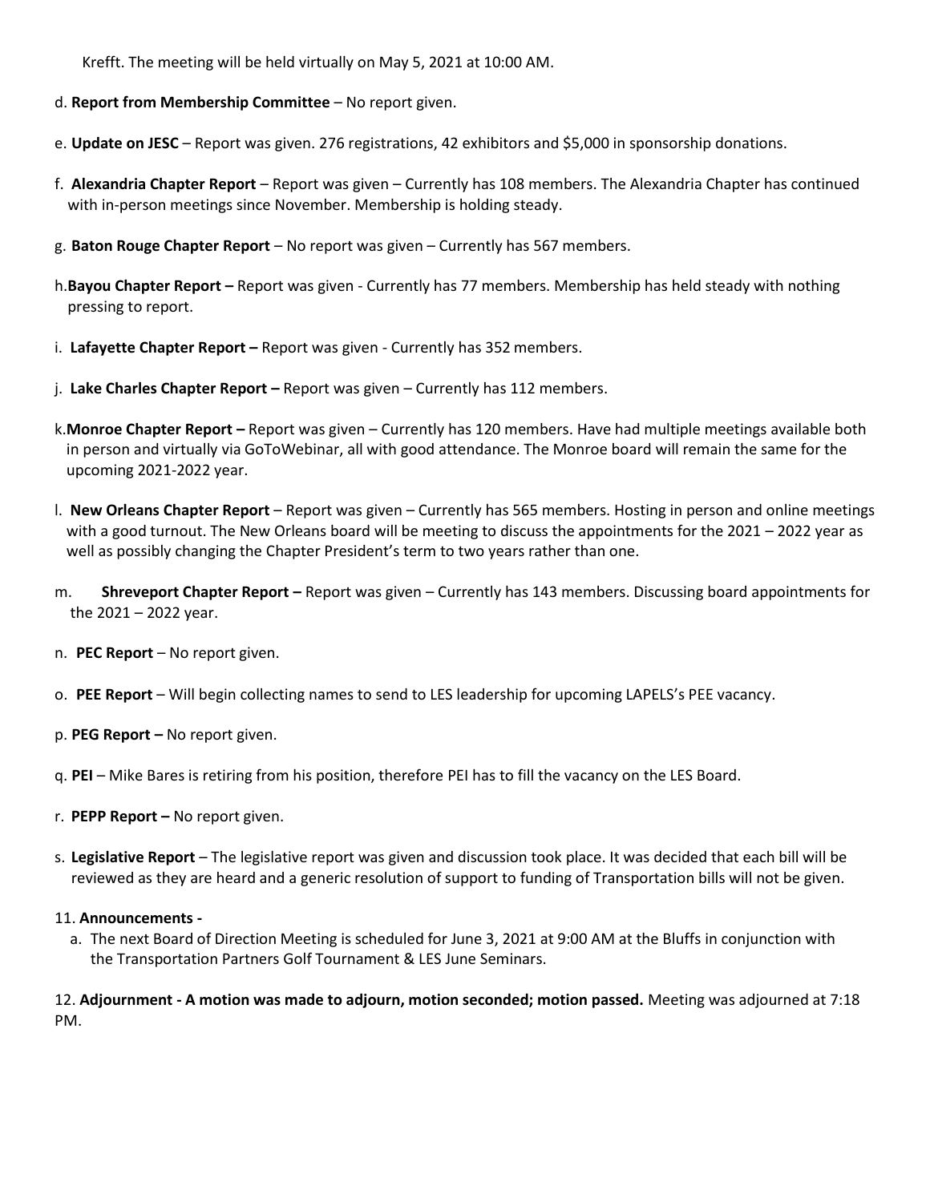Krefft. The meeting will be held virtually on May 5, 2021 at 10:00 AM.

d. **Report from Membership Committee** – No report given.

e. **Update on JESC** – Report was given. 276 registrations, 42 exhibitors and $5,000 in sponsorship donations.

f. **Alexandria Chapter Report** – Report was given – Currently has 108 members. The Alexandria Chapter has continued with in-person meetings since November. Membership is holding steady.

g. **Baton Rouge Chapter Report** – No report was given – Currently has 567 members.

h. **Bayou Chapter Report –** Report was given - Currently has 77 members. Membership has held steady with nothing pressing to report.

i. **Lafayette Chapter Report –** Report was given - Currently has 352 members.

j. **Lake Charles Chapter Report –** Report was given – Currently has 112 members.

k. **Monroe Chapter Report –** Report was given – Currently has 120 members. Have had multiple meetings available both in person and virtually via GoToWebinar, all with good attendance. The Monroe board will remain the same for the upcoming 2021-2022 year.

l. **New Orleans Chapter Report** – Report was given – Currently has 565 members. Hosting in person and online meetings with a good turnout. The New Orleans board will be meeting to discuss the appointments for the 2021 – 2022 year as well as possibly changing the Chapter President's term to two years rather than one.

m. **Shreveport Chapter Report –** Report was given – Currently has 143 members. Discussing board appointments for the 2021 – 2022 year.

n. **PEC Report** – No report given.

o. **PEE Report** – Will begin collecting names to send to LES leadership for upcoming LAPELS's PEE vacancy.

p. **PEG Report –** No report given.

q. **PEI** – Mike Bares is retiring from his position, therefore PEI has to fill the vacancy on the LES Board.

r. **PEPP Report –** No report given.

s. **Legislative Report** – The legislative report was given and discussion took place. It was decided that each bill will be reviewed as they are heard and a generic resolution of support to funding of Transportation bills will not be given.

11. **Announcements -**

a. The next Board of Direction Meeting is scheduled for June 3, 2021 at 9:00 AM at the Bluffs in conjunction with the Transportation Partners Golf Tournament & LES June Seminars.

12. **Adjournment - A motion was made to adjourn, motion seconded; motion passed.** Meeting was adjourned at 7:18 PM.